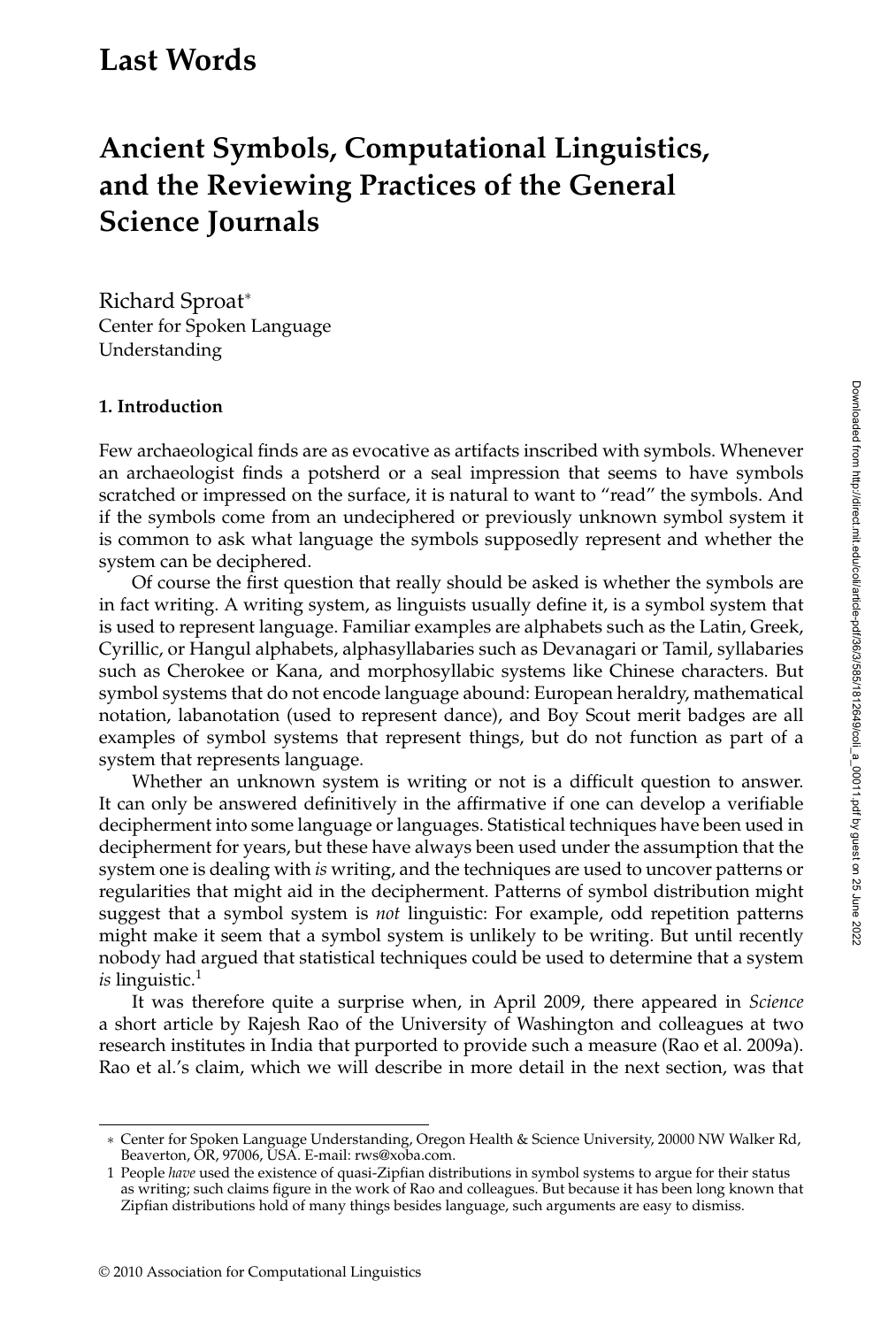# Last Words

# Ancient Symbols, Computational Linguistics, and the Reviewing Practices of the General Science Journals

Richard Sproat*
Center for Spoken Language Understanding

## 1. Introduction

Few archaeological finds are as evocative as artifacts inscribed with symbols. Whenever an archaeologist finds a potsherd or a seal impression that seems to have symbols scratched or impressed on the surface, it is natural to want to "read" the symbols. And if the symbols come from an undeciphered or previously unknown symbol system it is common to ask what language the symbols supposedly represent and whether the system can be deciphered.

Of course the first question that really should be asked is whether the symbols are in fact writing. A writing system, as linguists usually define it, is a symbol system that is used to represent language. Familiar examples are alphabets such as the Latin, Greek, Cyrillic, or Hangul alphabets, alphasyllabaries such as Devanagari or Tamil, syllabaries such as Cherokee or Kana, and morphosyllabic systems like Chinese characters. But symbol systems that do not encode language abound: European heraldry, mathematical notation, labanotation (used to represent dance), and Boy Scout merit badges are all examples of symbol systems that represent things, but do not function as part of a system that represents language.

Whether an unknown system is writing or not is a difficult question to answer. It can only be answered definitively in the affirmative if one can develop a verifiable decipherment into some language or languages. Statistical techniques have been used in decipherment for years, but these have always been used under the assumption that the system one is dealing with *is* writing, and the techniques are used to uncover patterns or regularities that might aid in the decipherment. Patterns of symbol distribution might suggest that a symbol system is *not* linguistic: For example, odd repetition patterns might make it seem that a symbol system is unlikely to be writing. But until recently nobody had argued that statistical techniques could be used to determine that a system *is* linguistic.[1]

It was therefore quite a surprise when, in April 2009, there appeared in *Science* a short article by Rajesh Rao of the University of Washington and colleagues at two research institutes in India that purported to provide such a measure (Rao et al. 2009a). Rao et al.'s claim, which we will describe in more detail in the next section, was that

---

* Center for Spoken Language Understanding, Oregon Health & Science University, 20000 NW Walker Rd, Beaverton, OR, 97006, USA. E-mail: rws@xoba.com.

1 People *have* used the existence of quasi-Zipfian distributions in symbol systems to argue for their status as writing; such claims figure in the work of Rao and colleagues. But because it has been long known that Zipfian distributions hold of many things besides language, such arguments are easy to dismiss.

© 2010 Association for Computational Linguistics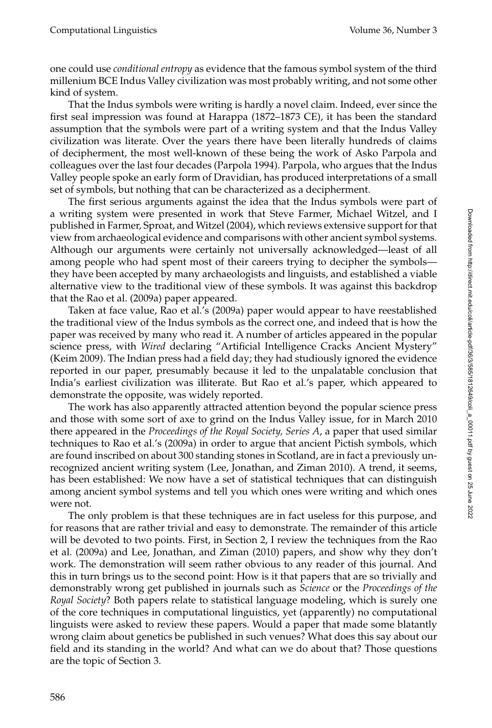one could use *conditional entropy* as evidence that the famous symbol system of the third millenium BCE Indus Valley civilization was most probably writing, and not some other kind of system.

That the Indus symbols were writing is hardly a novel claim. Indeed, ever since the first seal impression was found at Harappa (1872–1873 CE), it has been the standard assumption that the symbols were part of a writing system and that the Indus Valley civilization was literate. Over the years there have been literally hundreds of claims of decipherment, the most well-known of these being the work of Asko Parpola and colleagues over the last four decades (Parpola 1994). Parpola, who argues that the Indus Valley people spoke an early form of Dravidian, has produced interpretations of a small set of symbols, but nothing that can be characterized as a decipherment.

The first serious arguments against the idea that the Indus symbols were part of a writing system were presented in work that Steve Farmer, Michael Witzel, and I published in Farmer, Sproat, and Witzel (2004), which reviews extensive support for that view from archaeological evidence and comparisons with other ancient symbol systems. Although our arguments were certainly not universally acknowledged—least of all among people who had spent most of their careers trying to decipher the symbols—they have been accepted by many archaeologists and linguists, and established a viable alternative view to the traditional view of these symbols. It was against this backdrop that the Rao et al. (2009a) paper appeared.

Taken at face value, Rao et al.'s (2009a) paper would appear to have reestablished the traditional view of the Indus symbols as the correct one, and indeed that is how the paper was received by many who read it. A number of articles appeared in the popular science press, with *Wired* declaring "Artificial Intelligence Cracks Ancient Mystery" (Keim 2009). The Indian press had a field day; they had studiously ignored the evidence reported in our paper, presumably because it led to the unpalatable conclusion that India's earliest civilization was illiterate. But Rao et al.'s paper, which appeared to demonstrate the opposite, was widely reported.

The work has also apparently attracted attention beyond the popular science press and those with some sort of axe to grind on the Indus Valley issue, for in March 2010 there appeared in the *Proceedings of the Royal Society, Series A*, a paper that used similar techniques to Rao et al.'s (2009a) in order to argue that ancient Pictish symbols, which are found inscribed on about 300 standing stones in Scotland, are in fact a previously unrecognized ancient writing system (Lee, Jonathan, and Ziman 2010). A trend, it seems, has been established: We now have a set of statistical techniques that can distinguish among ancient symbol systems and tell you which ones were writing and which ones were not.

The only problem is that these techniques are in fact useless for this purpose, and for reasons that are rather trivial and easy to demonstrate. The remainder of this article will be devoted to two points. First, in Section 2, I review the techniques from the Rao et al. (2009a) and Lee, Jonathan, and Ziman (2010) papers, and show why they don't work. The demonstration will seem rather obvious to any reader of this journal. And this in turn brings us to the second point: How is it that papers that are so trivially and demonstrably wrong get published in journals such as *Science* or the *Proceedings of the Royal Society*? Both papers relate to statistical language modeling, which is surely one of the core techniques in computational linguistics, yet (apparently) no computational linguists were asked to review these papers. Would a paper that made some blatantly wrong claim about genetics be published in such venues? What does this say about our field and its standing in the world? And what can we do about that? Those questions are the topic of Section 3.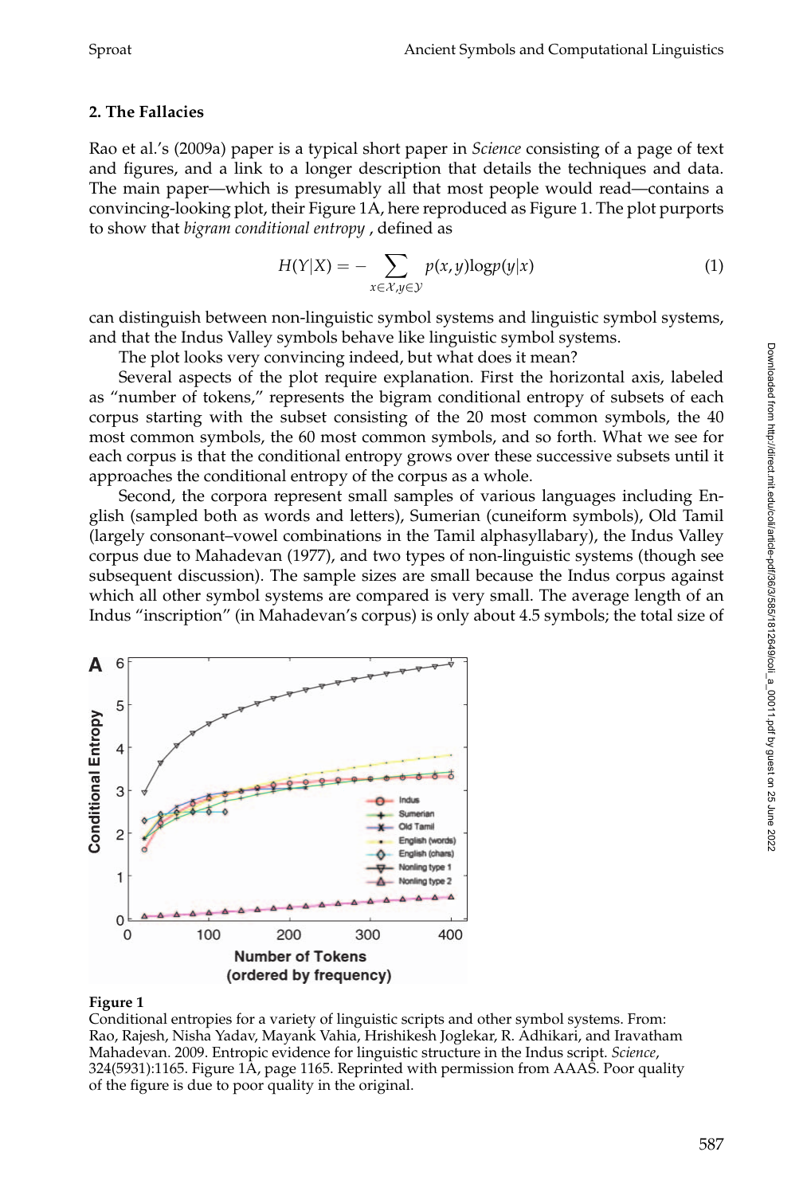## 2. The Fallacies

Rao et al.'s (2009a) paper is a typical short paper in *Science* consisting of a page of text and figures, and a link to a longer description that details the techniques and data. The main paper—which is presumably all that most people would read—contains a convincing-looking plot, their Figure 1A, here reproduced as Figure 1. The plot purports to show that *bigram conditional entropy* , defined as

$$H(Y|X) = -\sum_{x \in \mathcal{X}, y \in \mathcal{Y}} p(x,y) \log p(y|x) \tag{1}$$

can distinguish between non-linguistic symbol systems and linguistic symbol systems, and that the Indus Valley symbols behave like linguistic symbol systems.

The plot looks very convincing indeed, but what does it mean?

Several aspects of the plot require explanation. First the horizontal axis, labeled as "number of tokens," represents the bigram conditional entropy of subsets of each corpus starting with the subset consisting of the 20 most common symbols, the 40 most common symbols, the 60 most common symbols, and so forth. What we see for each corpus is that the conditional entropy grows over these successive subsets until it approaches the conditional entropy of the corpus as a whole.

Second, the corpora represent small samples of various languages including English (sampled both as words and letters), Sumerian (cuneiform symbols), Old Tamil (largely consonant–vowel combinations in the Tamil alphasyllabary), the Indus Valley corpus due to Mahadevan (1977), and two types of non-linguistic systems (though see subsequent discussion). The sample sizes are small because the Indus corpus against which all other symbol systems are compared is very small. The average length of an Indus "inscription" (in Mahadevan's corpus) is only about 4.5 symbols; the total size of

A

Conditional Entropy

Number of Tokens (ordered by frequency)

0 100 200 300 400

0 1 2 3 4 5 6

Indus
Sumerian
Old Tamil
English (words)
English (chars)
Nonling type 1
Nonling type 2

**Figure 1**
Conditional entropies for a variety of linguistic scripts and other symbol systems. From: Rao, Rajesh, Nisha Yadav, Mayank Vahia, Hrishikesh Joglekar, R. Adhikari, and Iravatham Mahadevan. 2009. Entropic evidence for linguistic structure in the Indus script. *Science*, 324(5931):1165. Figure 1A, page 1165. Reprinted with permission from AAAS. Poor quality of the figure is due to poor quality in the original.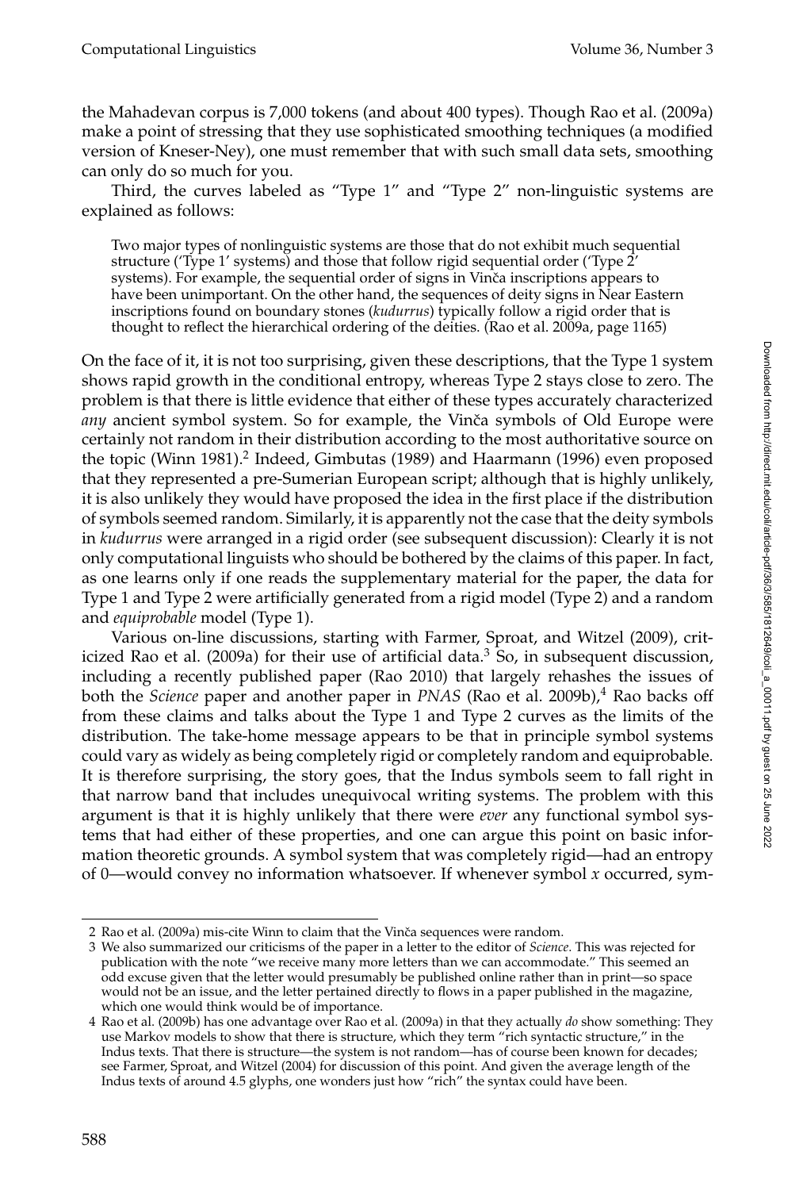the Mahadevan corpus is 7,000 tokens (and about 400 types). Though Rao et al. (2009a) make a point of stressing that they use sophisticated smoothing techniques (a modified version of Kneser-Ney), one must remember that with such small data sets, smoothing can only do so much for you.

Third, the curves labeled as "Type 1" and "Type 2" non-linguistic systems are explained as follows:

> Two major types of nonlinguistic systems are those that do not exhibit much sequential structure ('Type 1' systems) and those that follow rigid sequential order ('Type 2' systems). For example, the sequential order of signs in Vinča inscriptions appears to have been unimportant. On the other hand, the sequences of deity signs in Near Eastern inscriptions found on boundary stones (*kudurrus*) typically follow a rigid order that is thought to reflect the hierarchical ordering of the deities. (Rao et al. 2009a, page 1165)

On the face of it, it is not too surprising, given these descriptions, that the Type 1 system shows rapid growth in the conditional entropy, whereas Type 2 stays close to zero. The problem is that there is little evidence that either of these types accurately characterized *any* ancient symbol system. So for example, the Vinča symbols of Old Europe were certainly not random in their distribution according to the most authoritative source on the topic (Winn 1981).[2] Indeed, Gimbutas (1989) and Haarmann (1996) even proposed that they represented a pre-Sumerian European script; although that is highly unlikely, it is also unlikely they would have proposed the idea in the first place if the distribution of symbols seemed random. Similarly, it is apparently not the case that the deity symbols in *kudurrus* were arranged in a rigid order (see subsequent discussion): Clearly it is not only computational linguists who should be bothered by the claims of this paper. In fact, as one learns only if one reads the supplementary material for the paper, the data for Type 1 and Type 2 were artificially generated from a rigid model (Type 2) and a random and *equiprobable* model (Type 1).

Various on-line discussions, starting with Farmer, Sproat, and Witzel (2009), criticized Rao et al. (2009a) for their use of artificial data.[3] So, in subsequent discussion, including a recently published paper (Rao 2010) that largely rehashes the issues of both the *Science* paper and another paper in *PNAS* (Rao et al. 2009b),[4] Rao backs off from these claims and talks about the Type 1 and Type 2 curves as the limits of the distribution. The take-home message appears to be that in principle symbol systems could vary as widely as being completely rigid or completely random and equiprobable. It is therefore surprising, the story goes, that the Indus symbols seem to fall right in that narrow band that includes unequivocal writing systems. The problem with this argument is that it is highly unlikely that there were *ever* any functional symbol systems that had either of these properties, and one can argue this point on basic information theoretic grounds. A symbol system that was completely rigid—had an entropy of 0—would convey no information whatsoever. If whenever symbol $x$ occurred, sym-

---

2 Rao et al. (2009a) mis-cite Winn to claim that the Vinča sequences were random.

3 We also summarized our criticisms of the paper in a letter to the editor of *Science*. This was rejected for publication with the note "we receive many more letters than we can accommodate." This seemed an odd excuse given that the letter would presumably be published online rather than in print—so space would not be an issue, and the letter pertained directly to flows in a paper published in the magazine, which one would think would be of importance.

4 Rao et al. (2009b) has one advantage over Rao et al. (2009a) in that they actually *do* show something: They use Markov models to show that there is structure, which they term "rich syntactic structure," in the Indus texts. That there is structure—the system is not random—has of course been known for decades; see Farmer, Sproat, and Witzel (2004) for discussion of this point. And given the average length of the Indus texts of around 4.5 glyphs, one wonders just how "rich" the syntax could have been.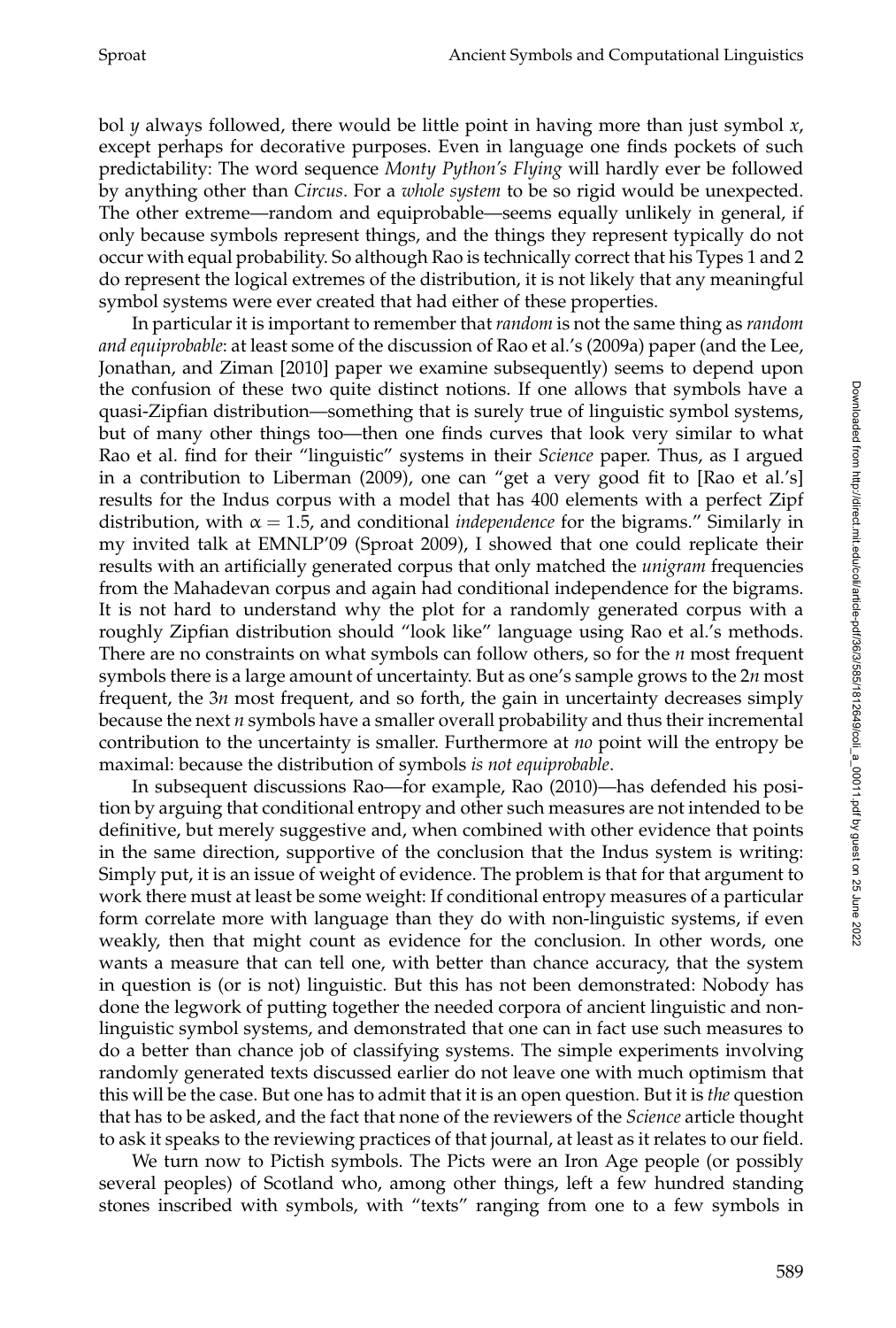bol *y* always followed, there would be little point in having more than just symbol *x*, except perhaps for decorative purposes. Even in language one finds pockets of such predictability: The word sequence *Monty Python's Flying* will hardly ever be followed by anything other than *Circus*. For a *whole system* to be so rigid would be unexpected. The other extreme—random and equiprobable—seems equally unlikely in general, if only because symbols represent things, and the things they represent typically do not occur with equal probability. So although Rao is technically correct that his Types 1 and 2 do represent the logical extremes of the distribution, it is not likely that any meaningful symbol systems were ever created that had either of these properties.

In particular it is important to remember that *random* is not the same thing as *random and equiprobable*: at least some of the discussion of Rao et al.'s (2009a) paper (and the Lee, Jonathan, and Ziman [2010] paper we examine subsequently) seems to depend upon the confusion of these two quite distinct notions. If one allows that symbols have a quasi-Zipfian distribution—something that is surely true of linguistic symbol systems, but of many other things too—then one finds curves that look very similar to what Rao et al. find for their "linguistic" systems in their *Science* paper. Thus, as I argued in a contribution to Liberman (2009), one can "get a very good fit to [Rao et al.'s] results for the Indus corpus with a model that has 400 elements with a perfect Zipf distribution, with $\alpha = 1.5$, and conditional *independence* for the bigrams." Similarly in my invited talk at EMNLP'09 (Sproat 2009), I showed that one could replicate their results with an artificially generated corpus that only matched the *unigram* frequencies from the Mahadevan corpus and again had conditional independence for the bigrams. It is not hard to understand why the plot for a randomly generated corpus with a roughly Zipfian distribution should "look like" language using Rao et al.'s methods. There are no constraints on what symbols can follow others, so for the *n* most frequent symbols there is a large amount of uncertainty. But as one's sample grows to the 2*n* most frequent, the 3*n* most frequent, and so forth, the gain in uncertainty decreases simply because the next *n* symbols have a smaller overall probability and thus their incremental contribution to the uncertainty is smaller. Furthermore at *no* point will the entropy be maximal: because the distribution of symbols *is not equiprobable*.

In subsequent discussions Rao—for example, Rao (2010)—has defended his position by arguing that conditional entropy and other such measures are not intended to be definitive, but merely suggestive and, when combined with other evidence that points in the same direction, supportive of the conclusion that the Indus system is writing: Simply put, it is an issue of weight of evidence. The problem is that for that argument to work there must at least be some weight: If conditional entropy measures of a particular form correlate more with language than they do with non-linguistic systems, if even weakly, then that might count as evidence for the conclusion. In other words, one wants a measure that can tell one, with better than chance accuracy, that the system in question is (or is not) linguistic. But this has not been demonstrated: Nobody has done the legwork of putting together the needed corpora of ancient linguistic and non-linguistic symbol systems, and demonstrated that one can in fact use such measures to do a better than chance job of classifying systems. The simple experiments involving randomly generated texts discussed earlier do not leave one with much optimism that this will be the case. But one has to admit that it is an open question. But it is *the* question that has to be asked, and the fact that none of the reviewers of the *Science* article thought to ask it speaks to the reviewing practices of that journal, at least as it relates to our field.

We turn now to Pictish symbols. The Picts were an Iron Age people (or possibly several peoples) of Scotland who, among other things, left a few hundred standing stones inscribed with symbols, with "texts" ranging from one to a few symbols in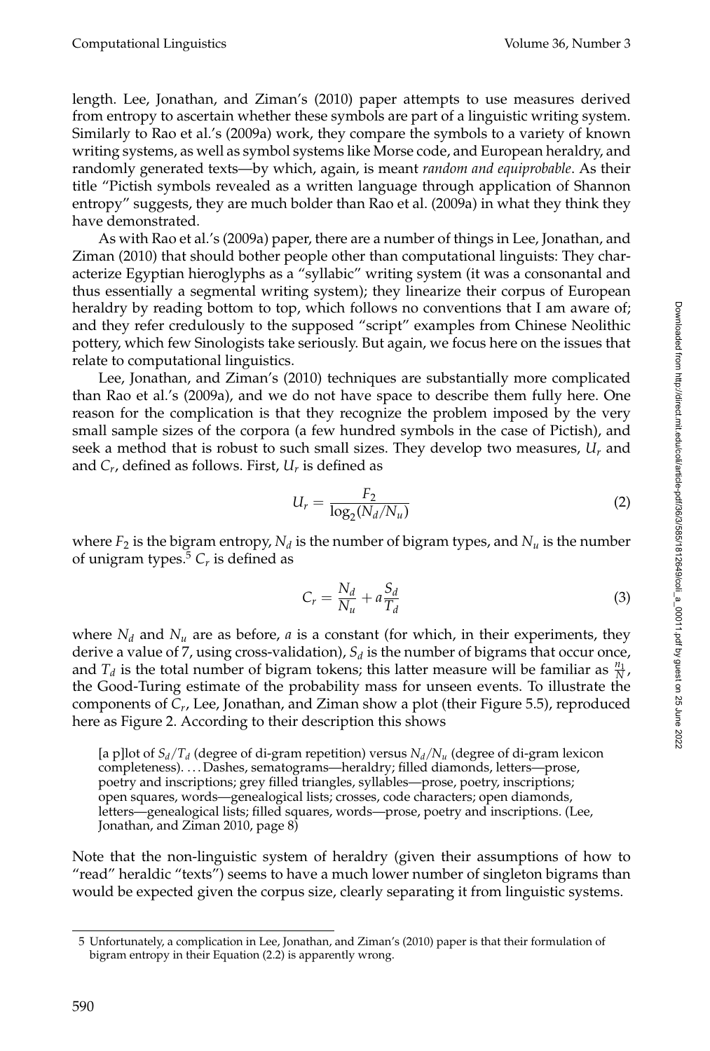length. Lee, Jonathan, and Ziman's (2010) paper attempts to use measures derived from entropy to ascertain whether these symbols are part of a linguistic writing system. Similarly to Rao et al.'s (2009a) work, they compare the symbols to a variety of known writing systems, as well as symbol systems like Morse code, and European heraldry, and randomly generated texts—by which, again, is meant *random and equiprobable*. As their title "Pictish symbols revealed as a written language through application of Shannon entropy" suggests, they are much bolder than Rao et al. (2009a) in what they think they have demonstrated.

As with Rao et al.'s (2009a) paper, there are a number of things in Lee, Jonathan, and Ziman (2010) that should bother people other than computational linguists: They characterize Egyptian hieroglyphs as a "syllabic" writing system (it was a consonantal and thus essentially a segmental writing system); they linearize their corpus of European heraldry by reading bottom to top, which follows no conventions that I am aware of; and they refer credulously to the supposed "script" examples from Chinese Neolithic pottery, which few Sinologists take seriously. But again, we focus here on the issues that relate to computational linguistics.

Lee, Jonathan, and Ziman's (2010) techniques are substantially more complicated than Rao et al.'s (2009a), and we do not have space to describe them fully here. One reason for the complication is that they recognize the problem imposed by the very small sample sizes of the corpora (a few hundred symbols in the case of Pictish), and seek a method that is robust to such small sizes. They develop two measures, $U_r$ and and $C_r$, defined as follows. First, $U_r$ is defined as

$$U_r = \frac{F_2}{\log_2(N_d/N_u)} \tag{2}$$

where $F_2$ is the bigram entropy, $N_d$ is the number of bigram types, and $N_u$ is the number of unigram types.[5] $C_r$ is defined as

$$C_r = \frac{N_d}{N_u} + a\frac{S_d}{T_d} \tag{3}$$

where $N_d$ and $N_u$ are as before, $a$ is a constant (for which, in their experiments, they derive a value of 7, using cross-validation), $S_d$ is the number of bigrams that occur once, and $T_d$ is the total number of bigram tokens; this latter measure will be familiar as $\frac{n_1}{N}$, the Good-Turing estimate of the probability mass for unseen events. To illustrate the components of $C_r$, Lee, Jonathan, and Ziman show a plot (their Figure 5.5), reproduced here as Figure 2. According to their description this shows

> [a p]lot of $S_d/T_d$ (degree of di-gram repetition) versus $N_d/N_u$ (degree of di-gram lexicon completeness). ... Dashes, sematograms—heraldry; filled diamonds, letters—prose, poetry and inscriptions; grey filled triangles, syllables—prose, poetry, inscriptions; open squares, words—genealogical lists; crosses, code characters; open diamonds, letters—genealogical lists; filled squares, words—prose, poetry and inscriptions. (Lee, Jonathan, and Ziman 2010, page 8)

Note that the non-linguistic system of heraldry (given their assumptions of how to "read" heraldic "texts") seems to have a much lower number of singleton bigrams than would be expected given the corpus size, clearly separating it from linguistic systems.

---

5 Unfortunately, a complication in Lee, Jonathan, and Ziman's (2010) paper is that their formulation of bigram entropy in their Equation (2.2) is apparently wrong.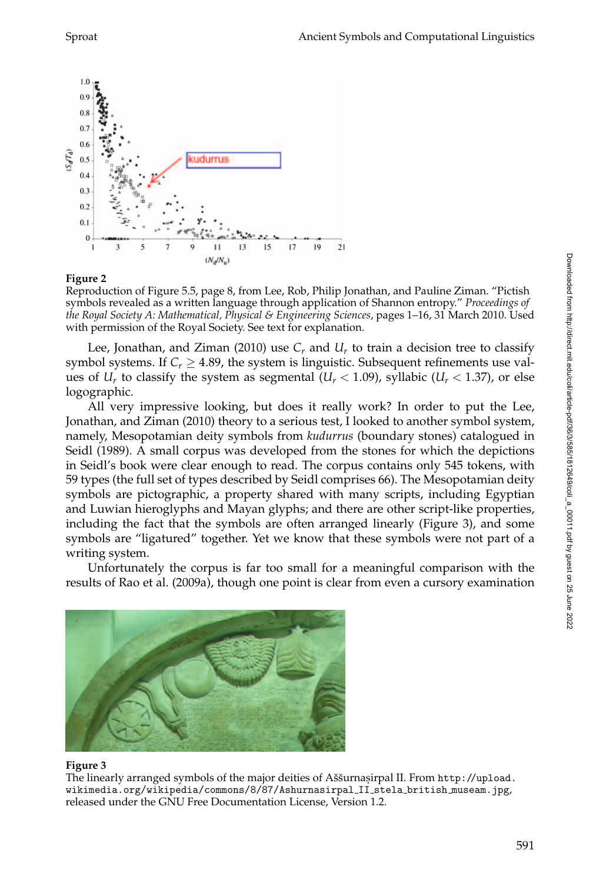1.0
0.9
0.8
0.7
0.6
0.5
0.4
0.3
0.2
0.1
0
$(S_d/T_d)$
kudurrus
1 3 5 7 9 11 13 15 17 19 21
$(N_d/N_u)$

**Figure 2**
Reproduction of Figure 5.5, page 8, from Lee, Rob, Philip Jonathan, and Pauline Ziman. "Pictish symbols revealed as a written language through application of Shannon entropy." *Proceedings of the Royal Society A: Mathematical, Physical & Engineering Sciences*, pages 1–16, 31 March 2010. Used with permission of the Royal Society. See text for explanation.

Lee, Jonathan, and Ziman (2010) use $C_r$ and $U_r$ to train a decision tree to classify symbol systems. If $C_r \geq 4.89$, the system is linguistic. Subsequent refinements use values of $U_r$ to classify the system as segmental ($U_r < 1.09$), syllabic ($U_r < 1.37$), or else logographic.

All very impressive looking, but does it really work? In order to put the Lee, Jonathan, and Ziman (2010) theory to a serious test, I looked to another symbol system, namely, Mesopotamian deity symbols from *kudurrus* (boundary stones) catalogued in Seidl (1989). A small corpus was developed from the stones for which the depictions in Seidl's book were clear enough to read. The corpus contains only 545 tokens, with 59 types (the full set of types described by Seidl comprises 66). The Mesopotamian deity symbols are pictographic, a property shared with many scripts, including Egyptian and Luwian hieroglyphs and Mayan glyphs; and there are other script-like properties, including the fact that the symbols are often arranged linearly (Figure 3), and some symbols are "ligatured" together. Yet we know that these symbols were not part of a writing system.

Unfortunately the corpus is far too small for a meaningful comparison with the results of Rao et al. (2009a), though one point is clear from even a cursory examination

**Figure 3**
The linearly arranged symbols of the major deities of Aššurnaṣirpal II. From `http://upload.wikimedia.org/wikipedia/commons/8/87/Ashurnasirpal_II_stela_british_museam.jpg`, released under the GNU Free Documentation License, Version 1.2.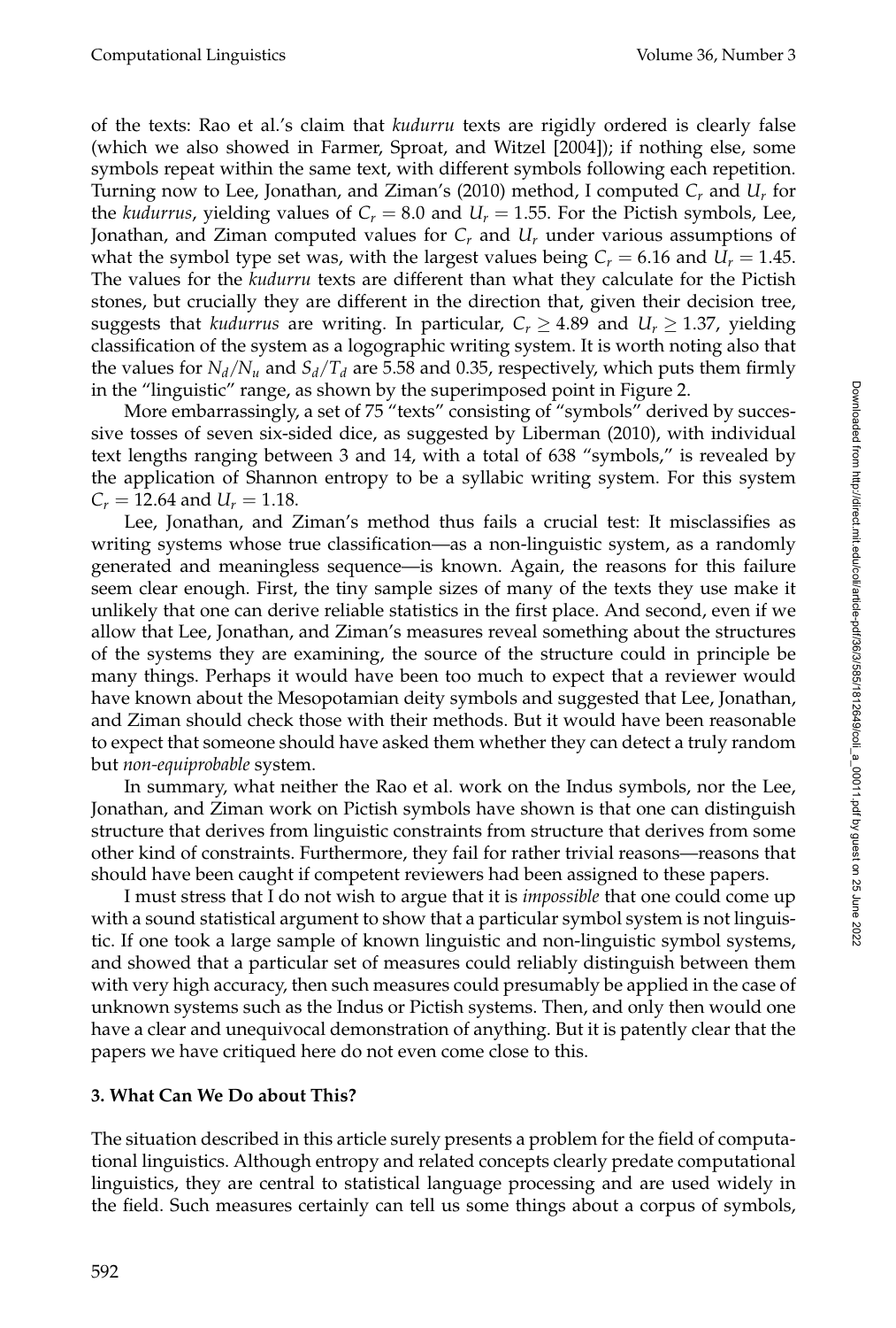of the texts: Rao et al.'s claim that *kudurru* texts are rigidly ordered is clearly false (which we also showed in Farmer, Sproat, and Witzel [2004]); if nothing else, some symbols repeat within the same text, with different symbols following each repetition. Turning now to Lee, Jonathan, and Ziman's (2010) method, I computed $C_r$ and $U_r$ for the *kudurrus*, yielding values of $C_r = 8.0$ and $U_r = 1.55$. For the Pictish symbols, Lee, Jonathan, and Ziman computed values for $C_r$ and $U_r$ under various assumptions of what the symbol type set was, with the largest values being $C_r = 6.16$ and $U_r = 1.45$. The values for the *kudurru* texts are different than what they calculate for the Pictish stones, but crucially they are different in the direction that, given their decision tree, suggests that *kudurrus* are writing. In particular, $C_r \geq 4.89$ and $U_r \geq 1.37$, yielding classification of the system as a logographic writing system. It is worth noting also that the values for $N_d/N_u$ and $S_d/T_d$ are 5.58 and 0.35, respectively, which puts them firmly in the "linguistic" range, as shown by the superimposed point in Figure 2.

More embarrassingly, a set of 75 "texts" consisting of "symbols" derived by successive tosses of seven six-sided dice, as suggested by Liberman (2010), with individual text lengths ranging between 3 and 14, with a total of 638 "symbols," is revealed by the application of Shannon entropy to be a syllabic writing system. For this system $C_r = 12.64$ and $U_r = 1.18$.

Lee, Jonathan, and Ziman's method thus fails a crucial test: It misclassifies as writing systems whose true classification—as a non-linguistic system, as a randomly generated and meaningless sequence—is known. Again, the reasons for this failure seem clear enough. First, the tiny sample sizes of many of the texts they use make it unlikely that one can derive reliable statistics in the first place. And second, even if we allow that Lee, Jonathan, and Ziman's measures reveal something about the structures of the systems they are examining, the source of the structure could in principle be many things. Perhaps it would have been too much to expect that a reviewer would have known about the Mesopotamian deity symbols and suggested that Lee, Jonathan, and Ziman should check those with their methods. But it would have been reasonable to expect that someone should have asked them whether they can detect a truly random but *non-equiprobable* system.

In summary, what neither the Rao et al. work on the Indus symbols, nor the Lee, Jonathan, and Ziman work on Pictish symbols have shown is that one can distinguish structure that derives from linguistic constraints from structure that derives from some other kind of constraints. Furthermore, they fail for rather trivial reasons—reasons that should have been caught if competent reviewers had been assigned to these papers.

I must stress that I do not wish to argue that it is *impossible* that one could come up with a sound statistical argument to show that a particular symbol system is not linguistic. If one took a large sample of known linguistic and non-linguistic symbol systems, and showed that a particular set of measures could reliably distinguish between them with very high accuracy, then such measures could presumably be applied in the case of unknown systems such as the Indus or Pictish systems. Then, and only then would one have a clear and unequivocal demonstration of anything. But it is patently clear that the papers we have critiqued here do not even come close to this.

## 3. What Can We Do about This?

The situation described in this article surely presents a problem for the field of computational linguistics. Although entropy and related concepts clearly predate computational linguistics, they are central to statistical language processing and are used widely in the field. Such measures certainly can tell us some things about a corpus of symbols,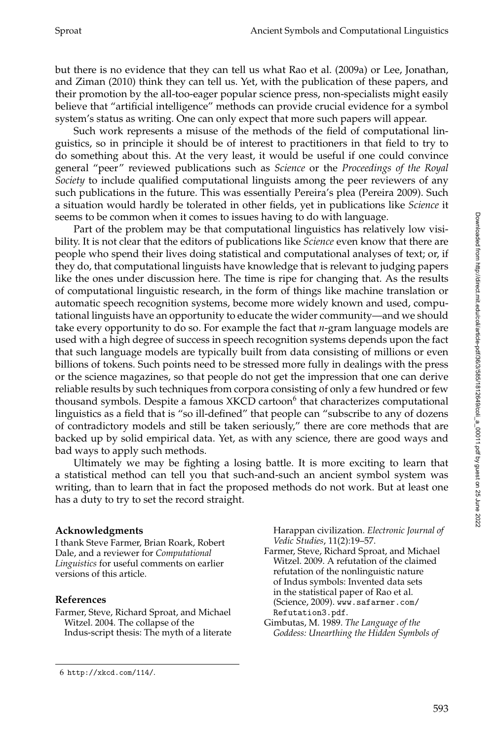but there is no evidence that they can tell us what Rao et al. (2009a) or Lee, Jonathan, and Ziman (2010) think they can tell us. Yet, with the publication of these papers, and their promotion by the all-too-eager popular science press, non-specialists might easily believe that "artificial intelligence" methods can provide crucial evidence for a symbol system's status as writing. One can only expect that more such papers will appear.

Such work represents a misuse of the methods of the field of computational linguistics, so in principle it should be of interest to practitioners in that field to try to do something about this. At the very least, it would be useful if one could convince general "peer" reviewed publications such as *Science* or the *Proceedings of the Royal Society* to include qualified computational linguists among the peer reviewers of any such publications in the future. This was essentially Pereira's plea (Pereira 2009). Such a situation would hardly be tolerated in other fields, yet in publications like *Science* it seems to be common when it comes to issues having to do with language.

Part of the problem may be that computational linguistics has relatively low visibility. It is not clear that the editors of publications like *Science* even know that there are people who spend their lives doing statistical and computational analyses of text; or, if they do, that computational linguists have knowledge that is relevant to judging papers like the ones under discussion here. The time is ripe for changing that. As the results of computational linguistic research, in the form of things like machine translation or automatic speech recognition systems, become more widely known and used, computational linguists have an opportunity to educate the wider community—and we should take every opportunity to do so. For example the fact that *n*-gram language models are used with a high degree of success in speech recognition systems depends upon the fact that such language models are typically built from data consisting of millions or even billions of tokens. Such points need to be stressed more fully in dealings with the press or the science magazines, so that people do not get the impression that one can derive reliable results by such techniques from corpora consisting of only a few hundred or few thousand symbols. Despite a famous XKCD cartoon[6] that characterizes computational linguistics as a field that is "so ill-defined" that people can "subscribe to any of dozens of contradictory models and still be taken seriously," there are core methods that are backed up by solid empirical data. Yet, as with any science, there are good ways and bad ways to apply such methods.

Ultimately we may be fighting a losing battle. It is more exciting to learn that a statistical method can tell you that such-and-such an ancient symbol system was writing, than to learn that in fact the proposed methods do not work. But at least one has a duty to try to set the record straight.

## Acknowledgments

I thank Steve Farmer, Brian Roark, Robert Dale, and a reviewer for *Computational Linguistics* for useful comments on earlier versions of this article.

## References

Farmer, Steve, Richard Sproat, and Michael Witzel. 2004. The collapse of the Indus-script thesis: The myth of a literate Harappan civilization. *Electronic Journal of Vedic Studies*, 11(2):19–57.

Farmer, Steve, Richard Sproat, and Michael Witzel. 2009. A refutation of the claimed refutation of the nonlinguistic nature of Indus symbols: Invented data sets in the statistical paper of Rao et al. (Science, 2009). www.safarmer.com/Refutation3.pdf.

Gimbutas, M. 1989. *The Language of the Goddess: Unearthing the Hidden Symbols of*

6 http://xkcd.com/114/.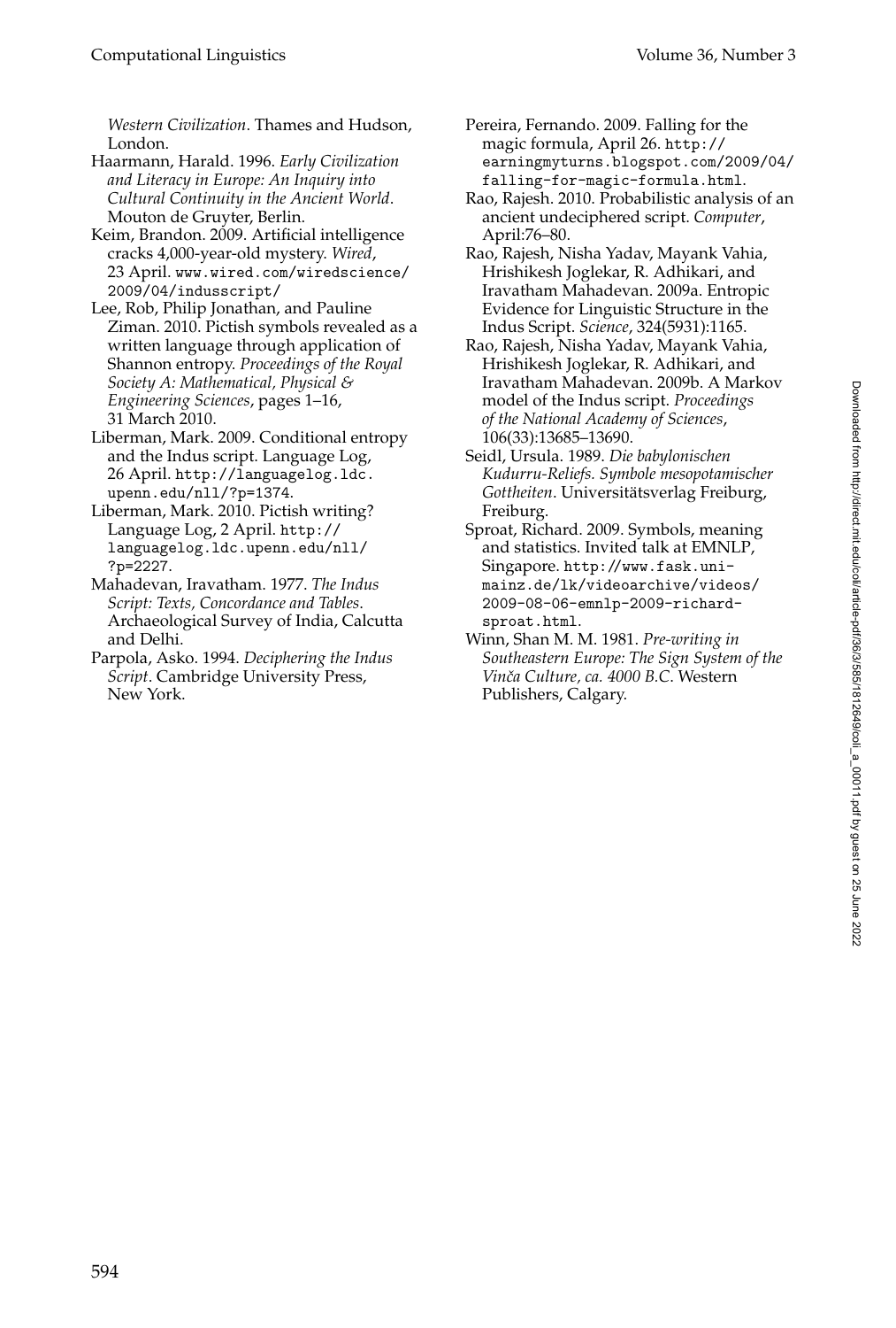*Western Civilization*. Thames and Hudson, London.

Haarmann, Harald. 1996. *Early Civilization and Literacy in Europe: An Inquiry into Cultural Continuity in the Ancient World*. Mouton de Gruyter, Berlin.

Keim, Brandon. 2009. Artificial intelligence cracks 4,000-year-old mystery. *Wired*, 23 April. www.wired.com/wiredscience/2009/04/indusscript/

Lee, Rob, Philip Jonathan, and Pauline Ziman. 2010. Pictish symbols revealed as a written language through application of Shannon entropy. *Proceedings of the Royal Society A: Mathematical, Physical & Engineering Sciences*, pages 1–16, 31 March 2010.

Liberman, Mark. 2009. Conditional entropy and the Indus script. Language Log, 26 April. http://languagelog.ldc.upenn.edu/nll/?p=1374.

Liberman, Mark. 2010. Pictish writing? Language Log, 2 April. http://languagelog.ldc.upenn.edu/nll/?p=2227.

Mahadevan, Iravatham. 1977. *The Indus Script: Texts, Concordance and Tables*. Archaeological Survey of India, Calcutta and Delhi.

Parpola, Asko. 1994. *Deciphering the Indus Script*. Cambridge University Press, New York.

Pereira, Fernando. 2009. Falling for the magic formula, April 26. http://earningmyturns.blogspot.com/2009/04/falling-for-magic-formula.html.

Rao, Rajesh. 2010. Probabilistic analysis of an ancient undeciphered script. *Computer*, April:76–80.

Rao, Rajesh, Nisha Yadav, Mayank Vahia, Hrishikesh Joglekar, R. Adhikari, and Iravatham Mahadevan. 2009a. Entropic Evidence for Linguistic Structure in the Indus Script. *Science*, 324(5931):1165.

Rao, Rajesh, Nisha Yadav, Mayank Vahia, Hrishikesh Joglekar, R. Adhikari, and Iravatham Mahadevan. 2009b. A Markov model of the Indus script. *Proceedings of the National Academy of Sciences*, 106(33):13685–13690.

Seidl, Ursula. 1989. *Die babylonischen Kudurru-Reliefs. Symbole mesopotamischer Gottheiten*. Universitätsverlag Freiburg, Freiburg.

Sproat, Richard. 2009. Symbols, meaning and statistics. Invited talk at EMNLP, Singapore. http://www.fask.uni-mainz.de/lk/videoarchive/videos/2009-08-06-emnlp-2009-richard-sproat.html.

Winn, Shan M. M. 1981. *Pre-writing in Southeastern Europe: The Sign System of the Vinča Culture, ca. 4000 B.C.* Western Publishers, Calgary.